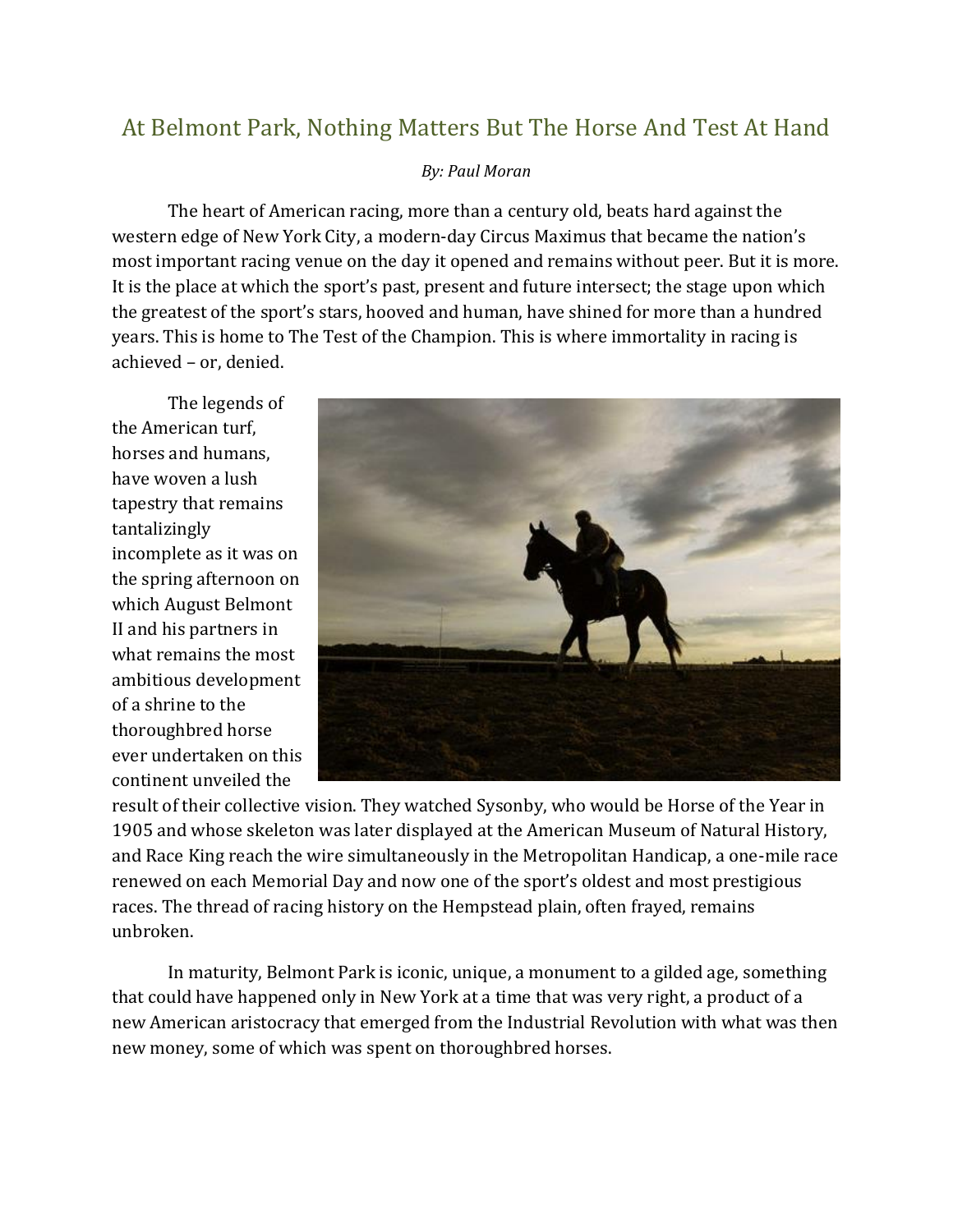# At Belmont Park, Nothing Matters But The Horse And Test At Hand

*By: Paul Moran*

The heart of American racing, more than a century old, beats hard against the western edge of New York City, a modern-day Circus Maximus that became the nation's most important racing venue on the day it opened and remains without peer. But it is more. It is the place at which the sport's past, present and future intersect; the stage upon which the greatest of the sport's stars, hooved and human, have shined for more than a hundred years. This is home to The Test of the Champion. This is where immortality in racing is achieved – or, denied.

The legends of the American turf, horses and humans, have woven a lush tapestry that remains tantalizingly incomplete as it was on the spring afternoon on which August Belmont II and his partners in what remains the most ambitious development of a shrine to the thoroughbred horse ever undertaken on this continent unveiled the result of their collective vision. They watched Sysonby, who would be Horse of the Year in 1905 and whose skeleton was later displayed at the American Museum of Natural History, and Race King reach the wire simultaneously in the Metropolitan Handicap, a one-mile race renewed on each Memorial Day and now one of the sport's oldest and most prestigious races. The thread of racing history on the Hempstead plain, often frayed, remains unbroken.

In maturity, Belmont Park is iconic, unique, a monument to a gilded age, something that could have happened only in New York at a time that was very right, a product of a new American aristocracy that emerged from the Industrial Revolution with what was then new money, some of which was spent on thoroughbred horses.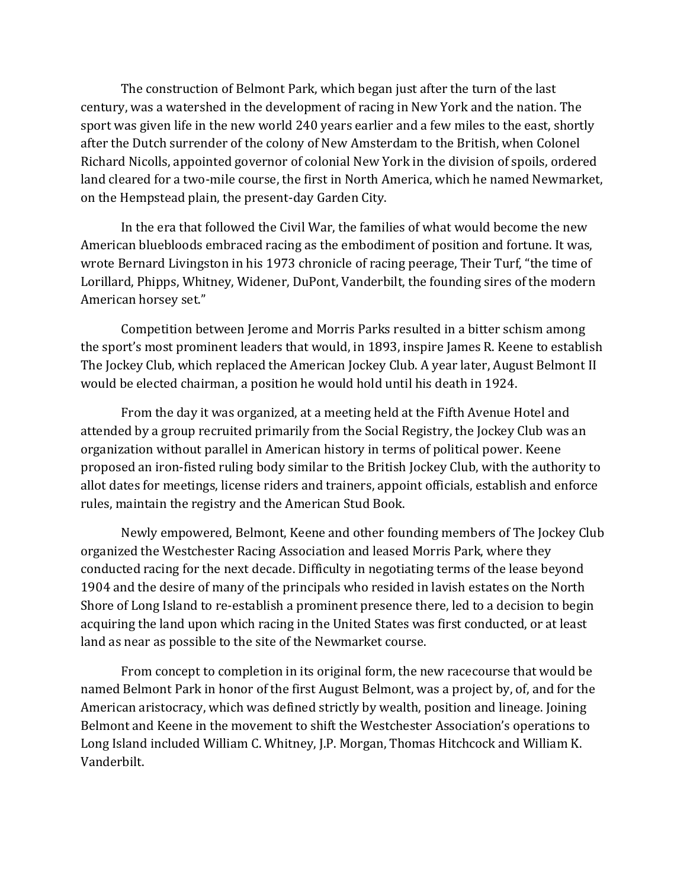The construction of Belmont Park, which began just after the turn of the last century, was a watershed in the development of racing in New York and the nation. The sport was given life in the new world 240 years earlier and a few miles to the east, shortly after the Dutch surrender of the colony of New Amsterdam to the British, when Colonel Richard Nicolls, appointed governor of colonial New York in the division of spoils, ordered land cleared for a two-mile course, the first in North America, which he named Newmarket, on the Hempstead plain, the present-day Garden City.

In the era that followed the Civil War, the families of what would become the new American bluebloods embraced racing as the embodiment of position and fortune. It was, wrote Bernard Livingston in his 1973 chronicle of racing peerage, Their Turf, "the time of Lorillard, Phipps, Whitney, Widener, DuPont, Vanderbilt, the founding sires of the modern American horsey set."

Competition between Jerome and Morris Parks resulted in a bitter schism among the sport's most prominent leaders that would, in 1893, inspire James R. Keene to establish The Jockey Club, which replaced the American Jockey Club. A year later, August Belmont II would be elected chairman, a position he would hold until his death in 1924.

From the day it was organized, at a meeting held at the Fifth Avenue Hotel and attended by a group recruited primarily from the Social Registry, the Jockey Club was an organization without parallel in American history in terms of political power. Keene proposed an iron-fisted ruling body similar to the British Jockey Club, with the authority to allot dates for meetings, license riders and trainers, appoint officials, establish and enforce rules, maintain the registry and the American Stud Book.

Newly empowered, Belmont, Keene and other founding members of The Jockey Club organized the Westchester Racing Association and leased Morris Park, where they conducted racing for the next decade. Difficulty in negotiating terms of the lease beyond 1904 and the desire of many of the principals who resided in lavish estates on the North Shore of Long Island to re-establish a prominent presence there, led to a decision to begin acquiring the land upon which racing in the United States was first conducted, or at least land as near as possible to the site of the Newmarket course.

From concept to completion in its original form, the new racecourse that would be named Belmont Park in honor of the first August Belmont, was a project by, of, and for the American aristocracy, which was defined strictly by wealth, position and lineage. Joining Belmont and Keene in the movement to shift the Westchester Association's operations to Long Island included William C. Whitney, J.P. Morgan, Thomas Hitchcock and William K. Vanderbilt.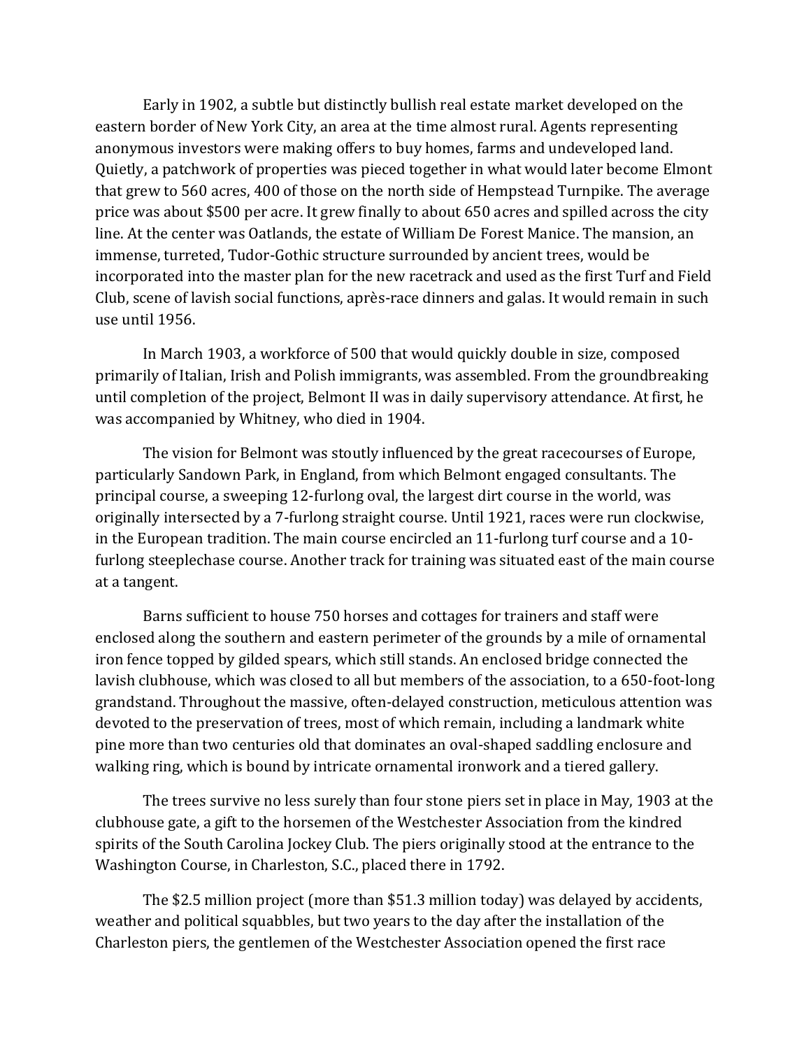Early in 1902, a subtle but distinctly bullish real estate market developed on the eastern border of New York City, an area at the time almost rural. Agents representing anonymous investors were making offers to buy homes, farms and undeveloped land. Quietly, a patchwork of properties was pieced together in what would later become Elmont that grew to 560 acres, 400 of those on the north side of Hempstead Turnpike. The average price was about $500 per acre. It grew finally to about 650 acres and spilled across the city line. At the center was Oatlands, the estate of William De Forest Manice. The mansion, an immense, turreted, Tudor-Gothic structure surrounded by ancient trees, would be incorporated into the master plan for the new racetrack and used as the first Turf and Field Club, scene of lavish social functions, après-race dinners and galas. It would remain in such use until 1956.

In March 1903, a workforce of 500 that would quickly double in size, composed primarily of Italian, Irish and Polish immigrants, was assembled. From the groundbreaking until completion of the project, Belmont II was in daily supervisory attendance. At first, he was accompanied by Whitney, who died in 1904.

The vision for Belmont was stoutly influenced by the great racecourses of Europe, particularly Sandown Park, in England, from which Belmont engaged consultants. The principal course, a sweeping 12-furlong oval, the largest dirt course in the world, was originally intersected by a 7-furlong straight course. Until 1921, races were run clockwise, in the European tradition. The main course encircled an 11-furlong turf course and a 10-furlong steeplechase course. Another track for training was situated east of the main course at a tangent.

Barns sufficient to house 750 horses and cottages for trainers and staff were enclosed along the southern and eastern perimeter of the grounds by a mile of ornamental iron fence topped by gilded spears, which still stands. An enclosed bridge connected the lavish clubhouse, which was closed to all but members of the association, to a 650-foot-long grandstand. Throughout the massive, often-delayed construction, meticulous attention was devoted to the preservation of trees, most of which remain, including a landmark white pine more than two centuries old that dominates an oval-shaped saddling enclosure and walking ring, which is bound by intricate ornamental ironwork and a tiered gallery.

The trees survive no less surely than four stone piers set in place in May, 1903 at the clubhouse gate, a gift to the horsemen of the Westchester Association from the kindred spirits of the South Carolina Jockey Club. The piers originally stood at the entrance to the Washington Course, in Charleston, S.C., placed there in 1792.

The $2.5 million project (more than $51.3 million today) was delayed by accidents, weather and political squabbles, but two years to the day after the installation of the Charleston piers, the gentlemen of the Westchester Association opened the first race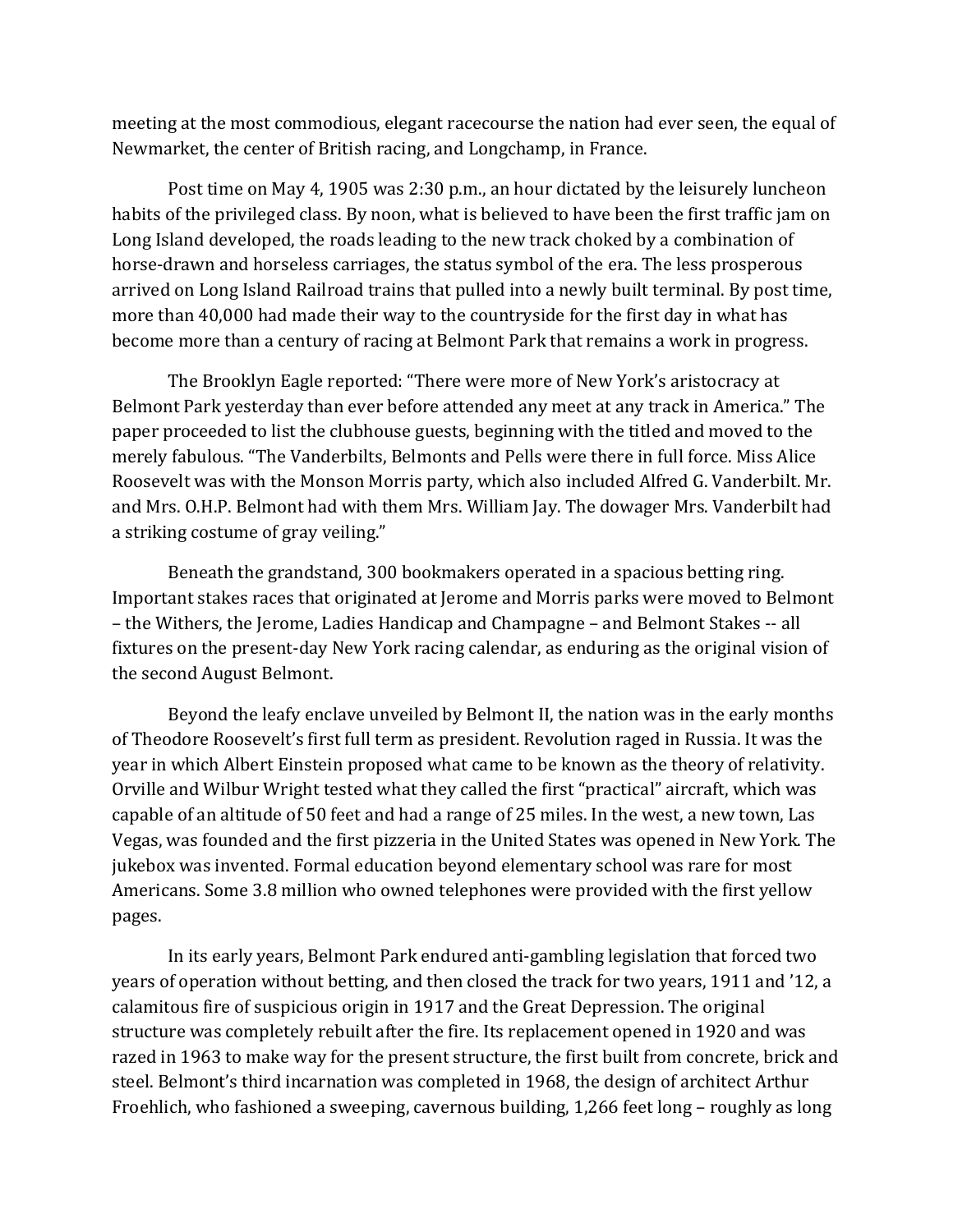meeting at the most commodious, elegant racecourse the nation had ever seen, the equal of Newmarket, the center of British racing, and Longchamp, in France.

Post time on May 4, 1905 was 2:30 p.m., an hour dictated by the leisurely luncheon habits of the privileged class. By noon, what is believed to have been the first traffic jam on Long Island developed, the roads leading to the new track choked by a combination of horse-drawn and horseless carriages, the status symbol of the era. The less prosperous arrived on Long Island Railroad trains that pulled into a newly built terminal. By post time, more than 40,000 had made their way to the countryside for the first day in what has become more than a century of racing at Belmont Park that remains a work in progress.

The Brooklyn Eagle reported: "There were more of New York's aristocracy at Belmont Park yesterday than ever before attended any meet at any track in America." The paper proceeded to list the clubhouse guests, beginning with the titled and moved to the merely fabulous. "The Vanderbilts, Belmonts and Pells were there in full force. Miss Alice Roosevelt was with the Monson Morris party, which also included Alfred G. Vanderbilt. Mr. and Mrs. O.H.P. Belmont had with them Mrs. William Jay. The dowager Mrs. Vanderbilt had a striking costume of gray veiling."

Beneath the grandstand, 300 bookmakers operated in a spacious betting ring. Important stakes races that originated at Jerome and Morris parks were moved to Belmont – the Withers, the Jerome, Ladies Handicap and Champagne – and Belmont Stakes -- all fixtures on the present-day New York racing calendar, as enduring as the original vision of the second August Belmont.

Beyond the leafy enclave unveiled by Belmont II, the nation was in the early months of Theodore Roosevelt's first full term as president. Revolution raged in Russia. It was the year in which Albert Einstein proposed what came to be known as the theory of relativity. Orville and Wilbur Wright tested what they called the first "practical" aircraft, which was capable of an altitude of 50 feet and had a range of 25 miles. In the west, a new town, Las Vegas, was founded and the first pizzeria in the United States was opened in New York. The jukebox was invented. Formal education beyond elementary school was rare for most Americans. Some 3.8 million who owned telephones were provided with the first yellow pages.

In its early years, Belmont Park endured anti-gambling legislation that forced two years of operation without betting, and then closed the track for two years, 1911 and '12, a calamitous fire of suspicious origin in 1917 and the Great Depression. The original structure was completely rebuilt after the fire. Its replacement opened in 1920 and was razed in 1963 to make way for the present structure, the first built from concrete, brick and steel. Belmont's third incarnation was completed in 1968, the design of architect Arthur Froehlich, who fashioned a sweeping, cavernous building, 1,266 feet long – roughly as long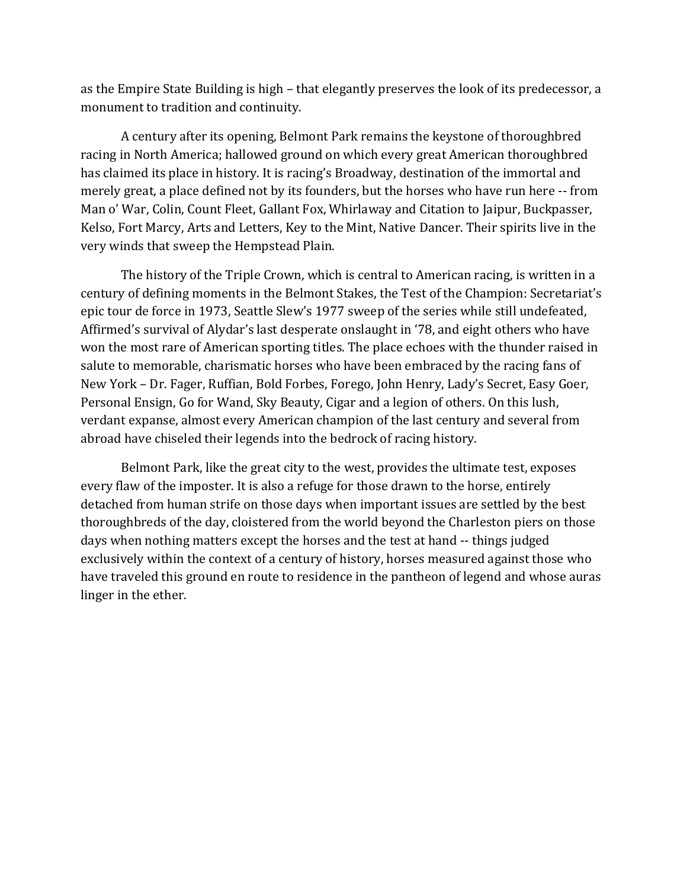as the Empire State Building is high – that elegantly preserves the look of its predecessor, a monument to tradition and continuity.

A century after its opening, Belmont Park remains the keystone of thoroughbred racing in North America; hallowed ground on which every great American thoroughbred has claimed its place in history. It is racing's Broadway, destination of the immortal and merely great, a place defined not by its founders, but the horses who have run here -- from Man o' War, Colin, Count Fleet, Gallant Fox, Whirlaway and Citation to Jaipur, Buckpasser, Kelso, Fort Marcy, Arts and Letters, Key to the Mint, Native Dancer. Their spirits live in the very winds that sweep the Hempstead Plain.

The history of the Triple Crown, which is central to American racing, is written in a century of defining moments in the Belmont Stakes, the Test of the Champion: Secretariat's epic tour de force in 1973, Seattle Slew's 1977 sweep of the series while still undefeated, Affirmed's survival of Alydar's last desperate onslaught in '78, and eight others who have won the most rare of American sporting titles. The place echoes with the thunder raised in salute to memorable, charismatic horses who have been embraced by the racing fans of New York – Dr. Fager, Ruffian, Bold Forbes, Forego, John Henry, Lady's Secret, Easy Goer, Personal Ensign, Go for Wand, Sky Beauty, Cigar and a legion of others. On this lush, verdant expanse, almost every American champion of the last century and several from abroad have chiseled their legends into the bedrock of racing history.

Belmont Park, like the great city to the west, provides the ultimate test, exposes every flaw of the imposter. It is also a refuge for those drawn to the horse, entirely detached from human strife on those days when important issues are settled by the best thoroughbreds of the day, cloistered from the world beyond the Charleston piers on those days when nothing matters except the horses and the test at hand -- things judged exclusively within the context of a century of history, horses measured against those who have traveled this ground en route to residence in the pantheon of legend and whose auras linger in the ether.